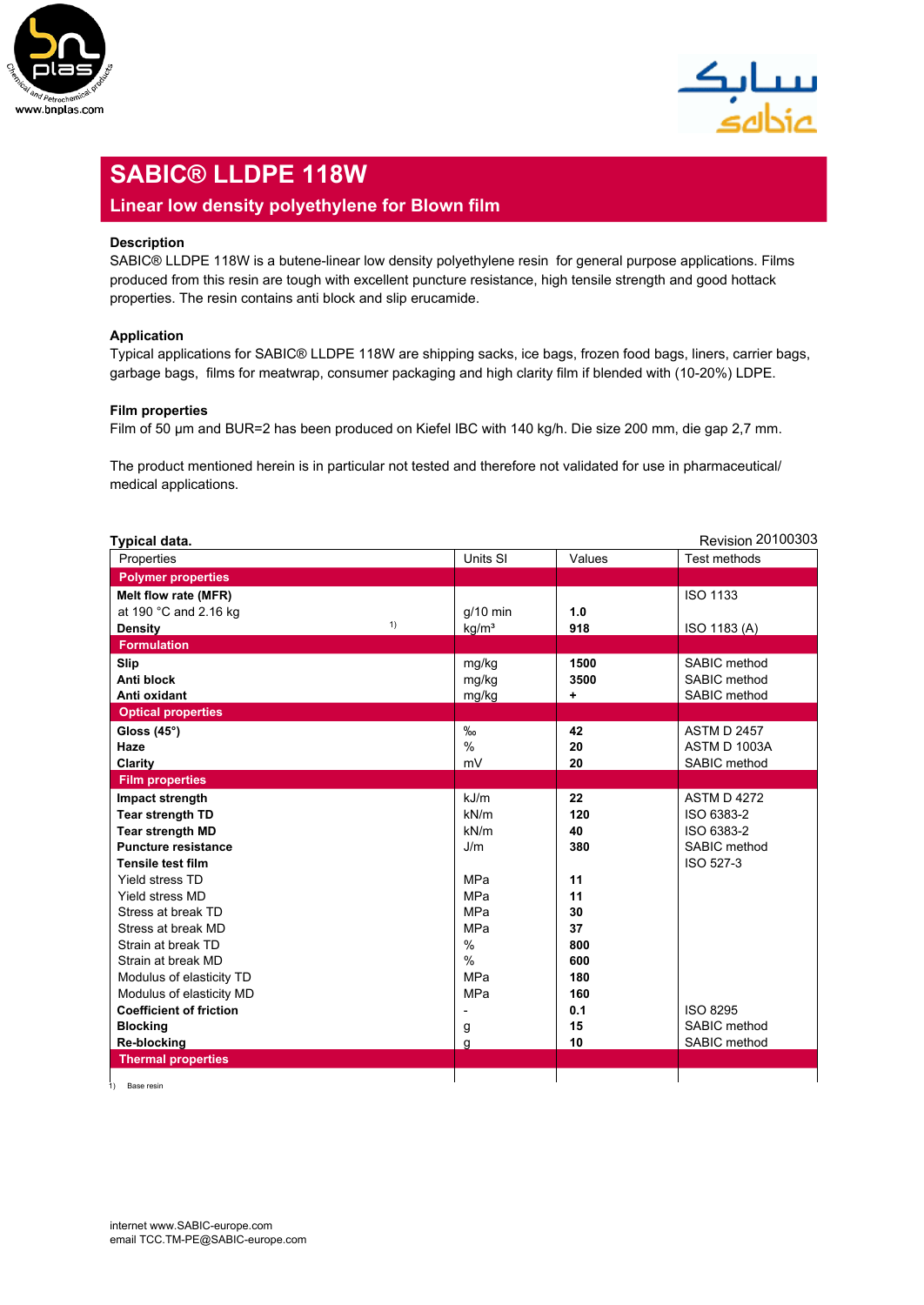# SABIC® LLDPE 118W

## Linear low density polyethylene for Blown film

### Description

SABIC® LLDPE 118W is a butene-linear low density polyethylene resin for general purpose applications. Films produced from this resin are tough with excellent puncture resistance, high tensile strength and good hottack properties. The resin contains anti block and slip erucamide.

### Application

Typical applications for SABIC® LLDPE 118W are shipping sacks, ice bags, frozen food bags, liners, carrier bags, garbage bags, films for meatwrap, consumer packaging and high clarity film if blended with (10-20%) LDPE.

### Film properties

Film of 50 µm and BUR=2 has been produced on Kiefel IBC with 140 kg/h. Die size 200 mm, die gap 2,7 mm.

The product mentioned herein is in particular not tested and therefore not validated for use in pharmaceutical/ medical applications.

**Typical data.** Revision 20100303

| Properties | Units SI | Values | Test methods |
|---|---|---|---|
| **Polymer properties** | | | |
| **Melt flow rate (MFR)** | | | ISO 1133 |
| at 190 °C and 2.16 kg | g/10 min | **1.0** | |
| **Density** [1] | kg/m³ | **918** | ISO 1183 (A) |
| **Formulation** | | | |
| **Slip** | mg/kg | **1500** | SABIC method |
| **Anti block** | mg/kg | **3500** | SABIC method |
| **Anti oxidant** | mg/kg | **+** | SABIC method |
| **Optical properties** | | | |
| **Gloss (45°)** | ‰ | **42** | ASTM D 2457 |
| **Haze** | % | **20** | ASTM D 1003A |
| **Clarity** | mV | **20** | SABIC method |
| **Film properties** | | | |
| **Impact strength** | kJ/m | **22** | ASTM D 4272 |
| **Tear strength TD** | kN/m | **120** | ISO 6383-2 |
| **Tear strength MD** | kN/m | **40** | ISO 6383-2 |
| **Puncture resistance** | J/m | **380** | SABIC method |
| **Tensile test film** | | | ISO 527-3 |
| Yield stress TD | MPa | **11** | |
| Yield stress MD | MPa | **11** | |
| Stress at break TD | MPa | **30** | |
| Stress at break MD | MPa | **37** | |
| Strain at break TD | % | **800** | |
| Strain at break MD | % | **600** | |
| Modulus of elasticity TD | MPa | **180** | |
| Modulus of elasticity MD | MPa | **160** | |
| **Coefficient of friction** | - | **0.1** | ISO 8295 |
| **Blocking** | g | **15** | SABIC method |
| **Re-blocking** | g | **10** | SABIC method |
| **Thermal properties** | | | |

1) Base resin

internet www.SABIC-europe.com
email TCC.TM-PE@SABIC-europe.com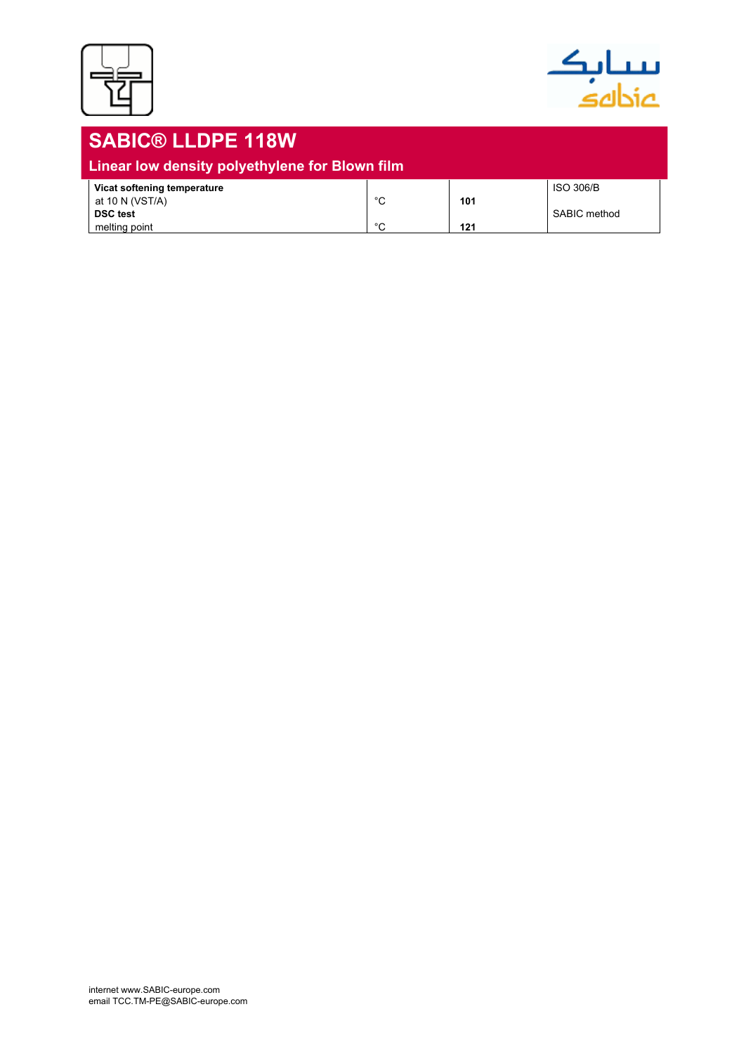# SABIC® LLDPE 118W

## Linear low density polyethylene for Blown film

| Property | Unit | Value | Test method |
|---|---|---|---|
| **Vicat softening temperature** | | | ISO 306/B |
| at 10 N (VST/A) | °C | **101** | |
| **DSC test** | | | SABIC method |
| melting point | °C | **121** | |

internet www.SABIC-europe.com
email TCC.TM-PE@SABIC-europe.com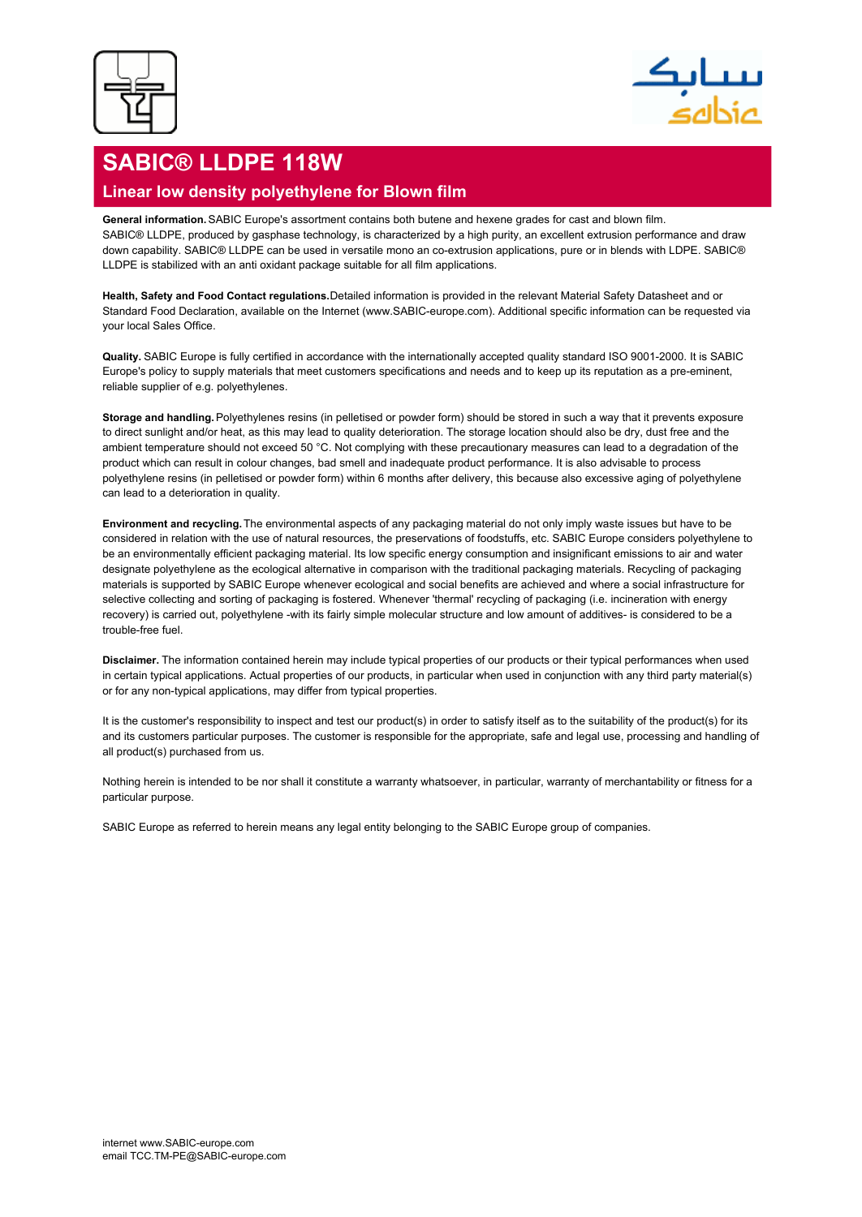# SABIC® LLDPE 118W

## Linear low density polyethylene for Blown film

**General information.** SABIC Europe's assortment contains both butene and hexene grades for cast and blown film. SABIC® LLDPE, produced by gasphase technology, is characterized by a high purity, an excellent extrusion performance and draw down capability. SABIC® LLDPE can be used in versatile mono an co-extrusion applications, pure or in blends with LDPE. SABIC® LLDPE is stabilized with an anti oxidant package suitable for all film applications.

**Health, Safety and Food Contact regulations.** Detailed information is provided in the relevant Material Safety Datasheet and or Standard Food Declaration, available on the Internet (www.SABIC-europe.com). Additional specific information can be requested via your local Sales Office.

**Quality.** SABIC Europe is fully certified in accordance with the internationally accepted quality standard ISO 9001-2000. It is SABIC Europe's policy to supply materials that meet customers specifications and needs and to keep up its reputation as a pre-eminent, reliable supplier of e.g. polyethylenes.

**Storage and handling.** Polyethylenes resins (in pelletised or powder form) should be stored in such a way that it prevents exposure to direct sunlight and/or heat, as this may lead to quality deterioration. The storage location should also be dry, dust free and the ambient temperature should not exceed 50 °C. Not complying with these precautionary measures can lead to a degradation of the product which can result in colour changes, bad smell and inadequate product performance. It is also advisable to process polyethylene resins (in pelletised or powder form) within 6 months after delivery, this because also excessive aging of polyethylene can lead to a deterioration in quality.

**Environment and recycling.** The environmental aspects of any packaging material do not only imply waste issues but have to be considered in relation with the use of natural resources, the preservations of foodstuffs, etc. SABIC Europe considers polyethylene to be an environmentally efficient packaging material. Its low specific energy consumption and insignificant emissions to air and water designate polyethylene as the ecological alternative in comparison with the traditional packaging materials. Recycling of packaging materials is supported by SABIC Europe whenever ecological and social benefits are achieved and where a social infrastructure for selective collecting and sorting of packaging is fostered. Whenever 'thermal' recycling of packaging (i.e. incineration with energy recovery) is carried out, polyethylene -with its fairly simple molecular structure and low amount of additives- is considered to be a trouble-free fuel.

**Disclaimer.** The information contained herein may include typical properties of our products or their typical performances when used in certain typical applications. Actual properties of our products, in particular when used in conjunction with any third party material(s) or for any non-typical applications, may differ from typical properties.

It is the customer's responsibility to inspect and test our product(s) in order to satisfy itself as to the suitability of the product(s) for its and its customers particular purposes. The customer is responsible for the appropriate, safe and legal use, processing and handling of all product(s) purchased from us.

Nothing herein is intended to be nor shall it constitute a warranty whatsoever, in particular, warranty of merchantability or fitness for a particular purpose.

SABIC Europe as referred to herein means any legal entity belonging to the SABIC Europe group of companies.

internet www.SABIC-europe.com
email TCC.TM-PE@SABIC-europe.com